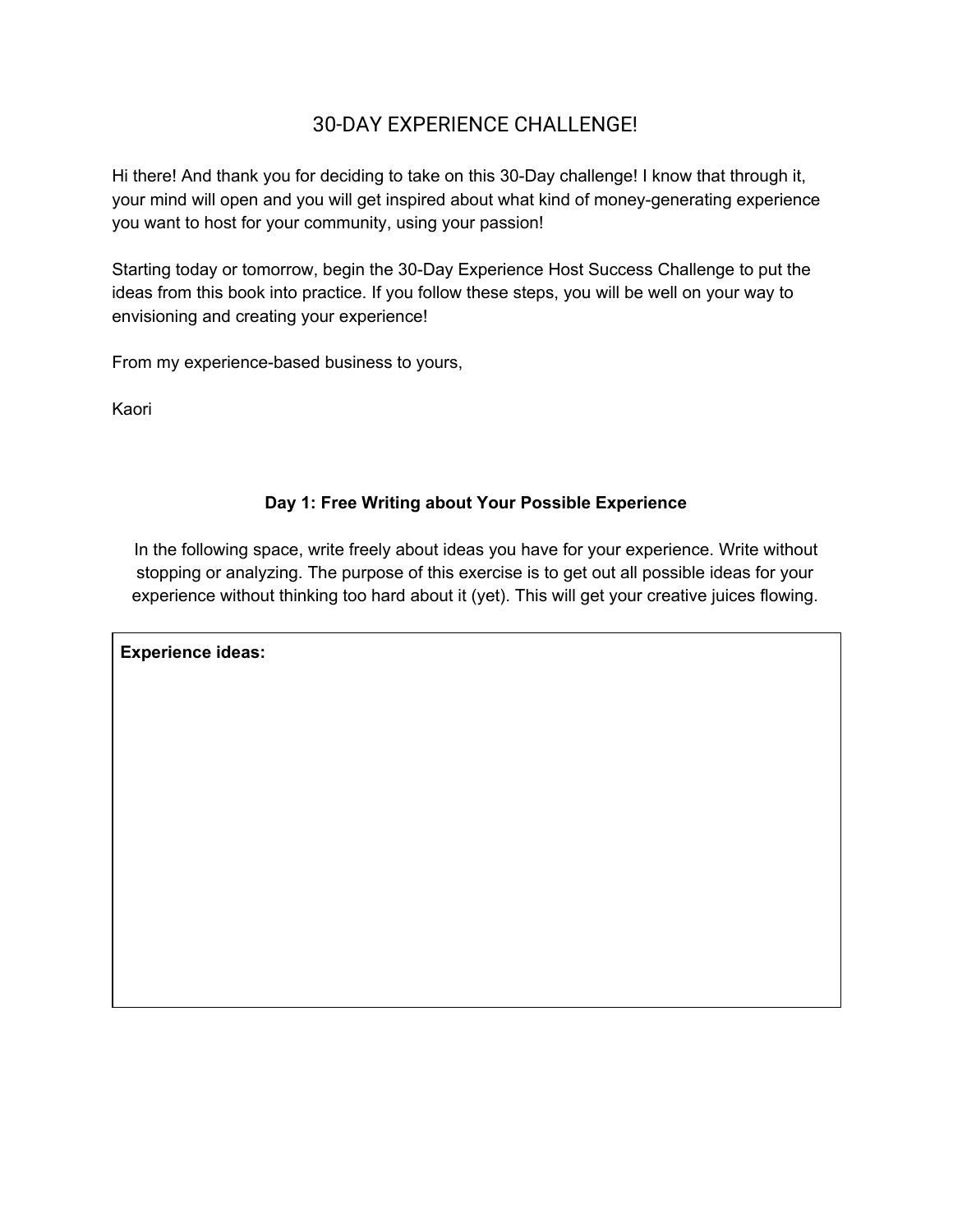# 30-DAY EXPERIENCE CHALLENGE!

Hi there! And thank you for deciding to take on this 30-Day challenge! I know that through it, your mind will open and you will get inspired about what kind of money-generating experience you want to host for your community, using your passion!

Starting today or tomorrow, begin the 30-Day Experience Host Success Challenge to put the ideas from this book into practice. If you follow these steps, you will be well on your way to envisioning and creating your experience!

From my experience-based business to yours,

Kaori

### Day 1: Free Writing about Your Possible Experience

In the following space, write freely about ideas you have for your experience. Write without stopping or analyzing. The purpose of this exercise is to get out all possible ideas for your experience without thinking too hard about it (yet). This will get your creative juices flowing.

| **Experience ideas:** |
| --- |
| |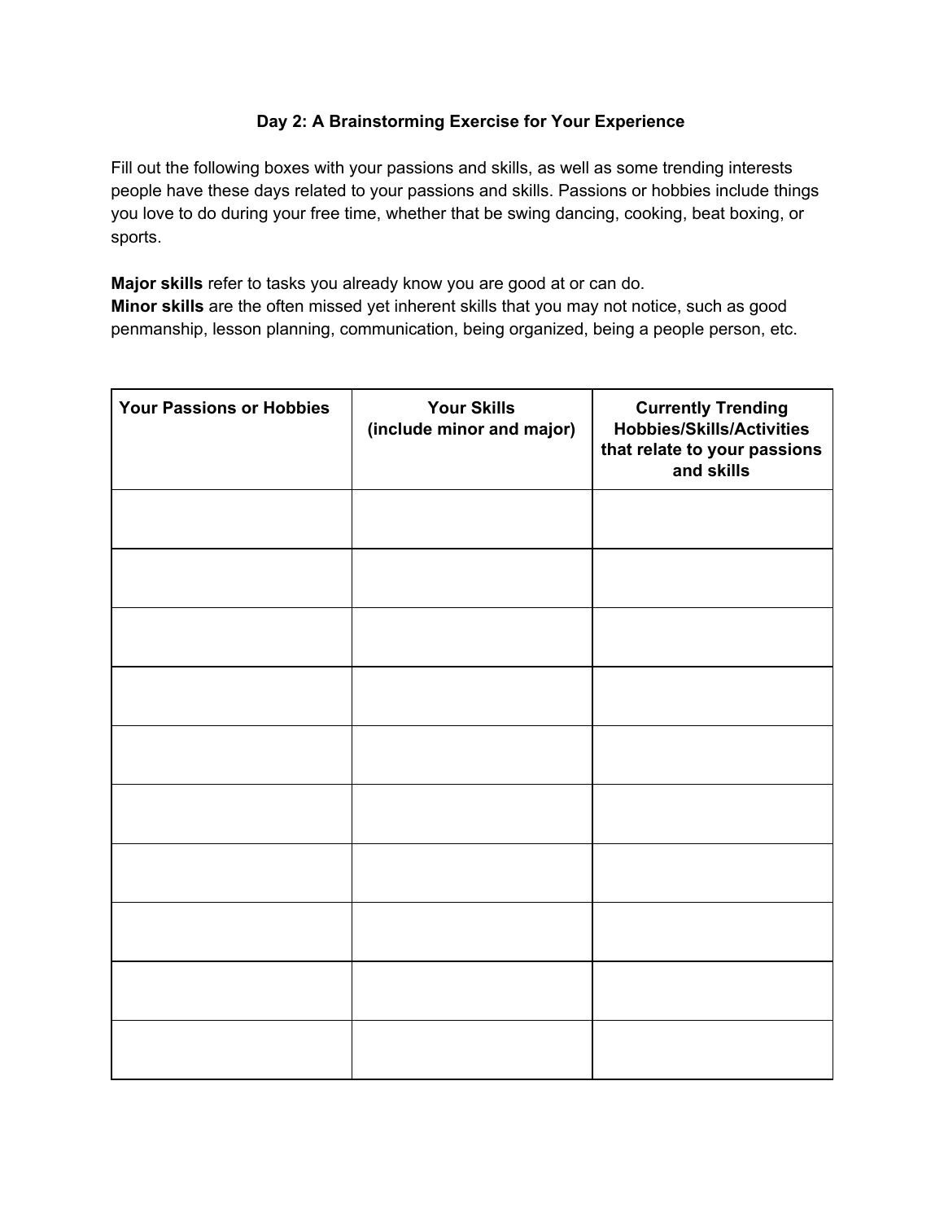## Day 2: A Brainstorming Exercise for Your Experience

Fill out the following boxes with your passions and skills, as well as some trending interests people have these days related to your passions and skills. Passions or hobbies include things you love to do during your free time, whether that be swing dancing, cooking, beat boxing, or sports.

**Major skills** refer to tasks you already know you are good at or can do.
**Minor skills** are the often missed yet inherent skills that you may not notice, such as good penmanship, lesson planning, communication, being organized, being a people person, etc.

| Your Passions or Hobbies | Your Skills (include minor and major) | Currently Trending Hobbies/Skills/Activities that relate to your passions and skills |
| --- | --- | --- |
| | | |
| | | |
| | | |
| | | |
| | | |
| | | |
| | | |
| | | |
| | | |
| | | |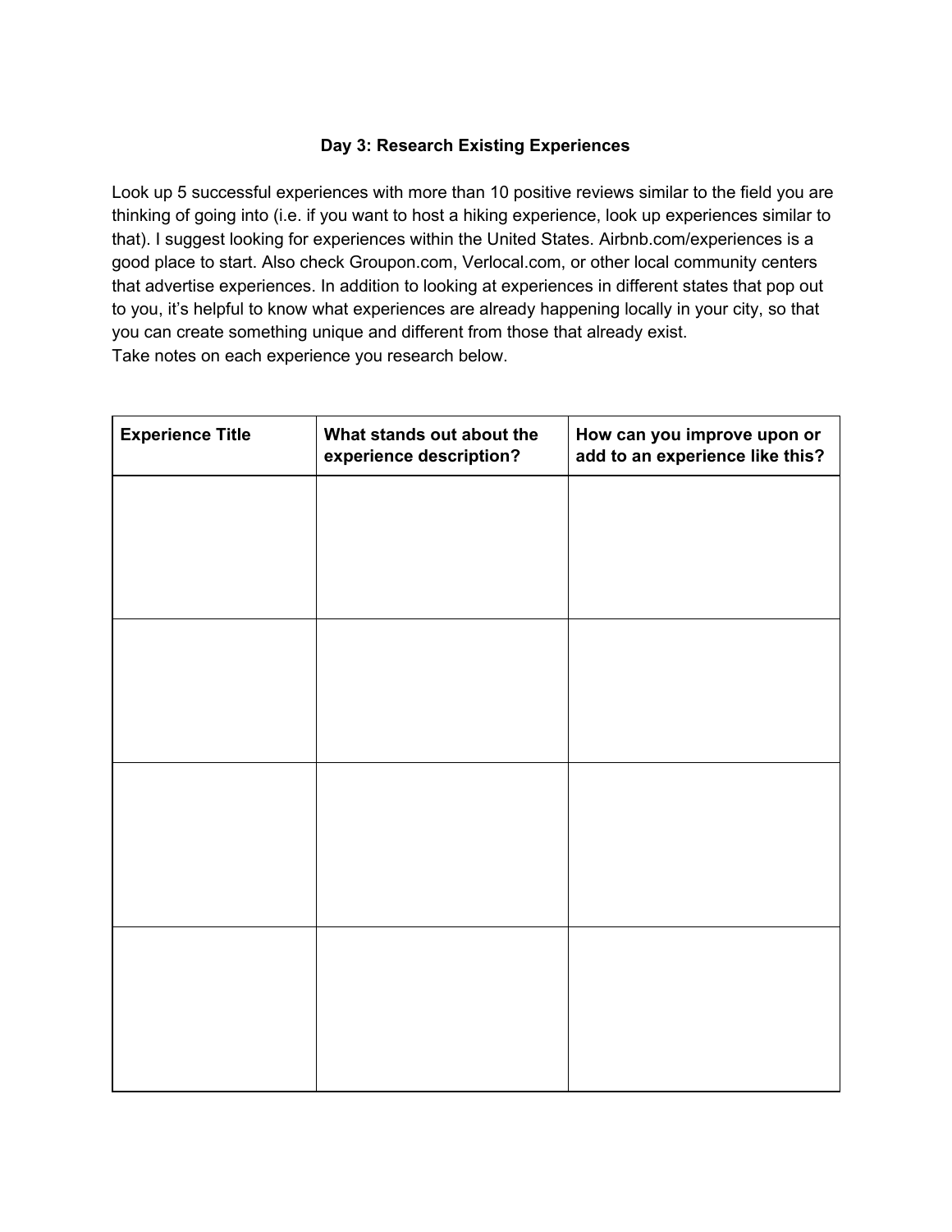## Day 3: Research Existing Experiences

Look up 5 successful experiences with more than 10 positive reviews similar to the field you are thinking of going into (i.e. if you want to host a hiking experience, look up experiences similar to that). I suggest looking for experiences within the United States. Airbnb.com/experiences is a good place to start. Also check Groupon.com, Verlocal.com, or other local community centers that advertise experiences. In addition to looking at experiences in different states that pop out to you, it's helpful to know what experiences are already happening locally in your city, so that you can create something unique and different from those that already exist.
Take notes on each experience you research below.

| Experience Title | What stands out about the experience description? | How can you improve upon or add to an experience like this? |
|---|---|---|
| | | |
| | | |
| | | |
| | | |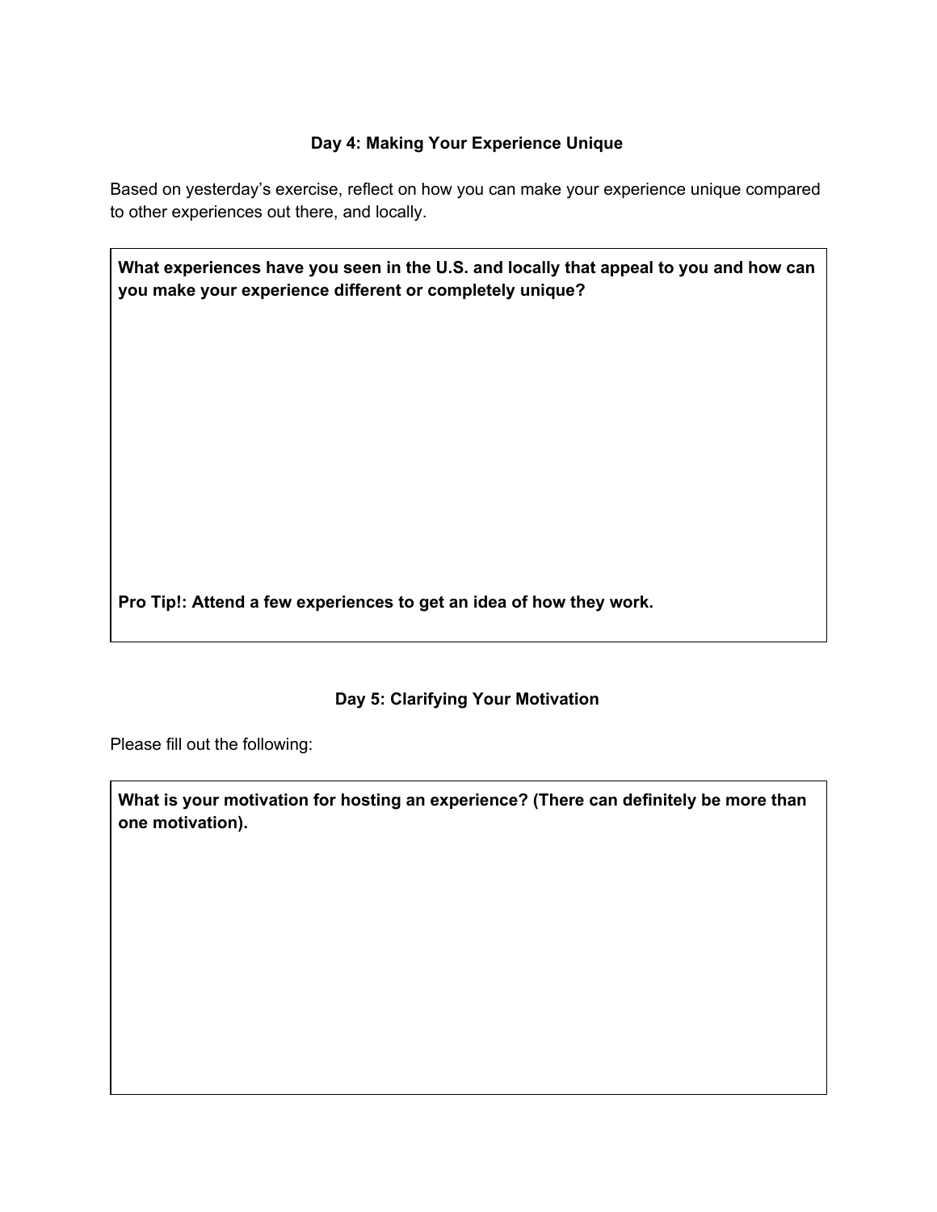## Day 4: Making Your Experience Unique

Based on yesterday's exercise, reflect on how you can make your experience unique compared to other experiences out there, and locally.

**What experiences have you seen in the U.S. and locally that appeal to you and how can you make your experience different or completely unique?**

**Pro Tip!: Attend a few experiences to get an idea of how they work.**

## Day 5: Clarifying Your Motivation

Please fill out the following:

**What is your motivation for hosting an experience? (There can definitely be more than one motivation).**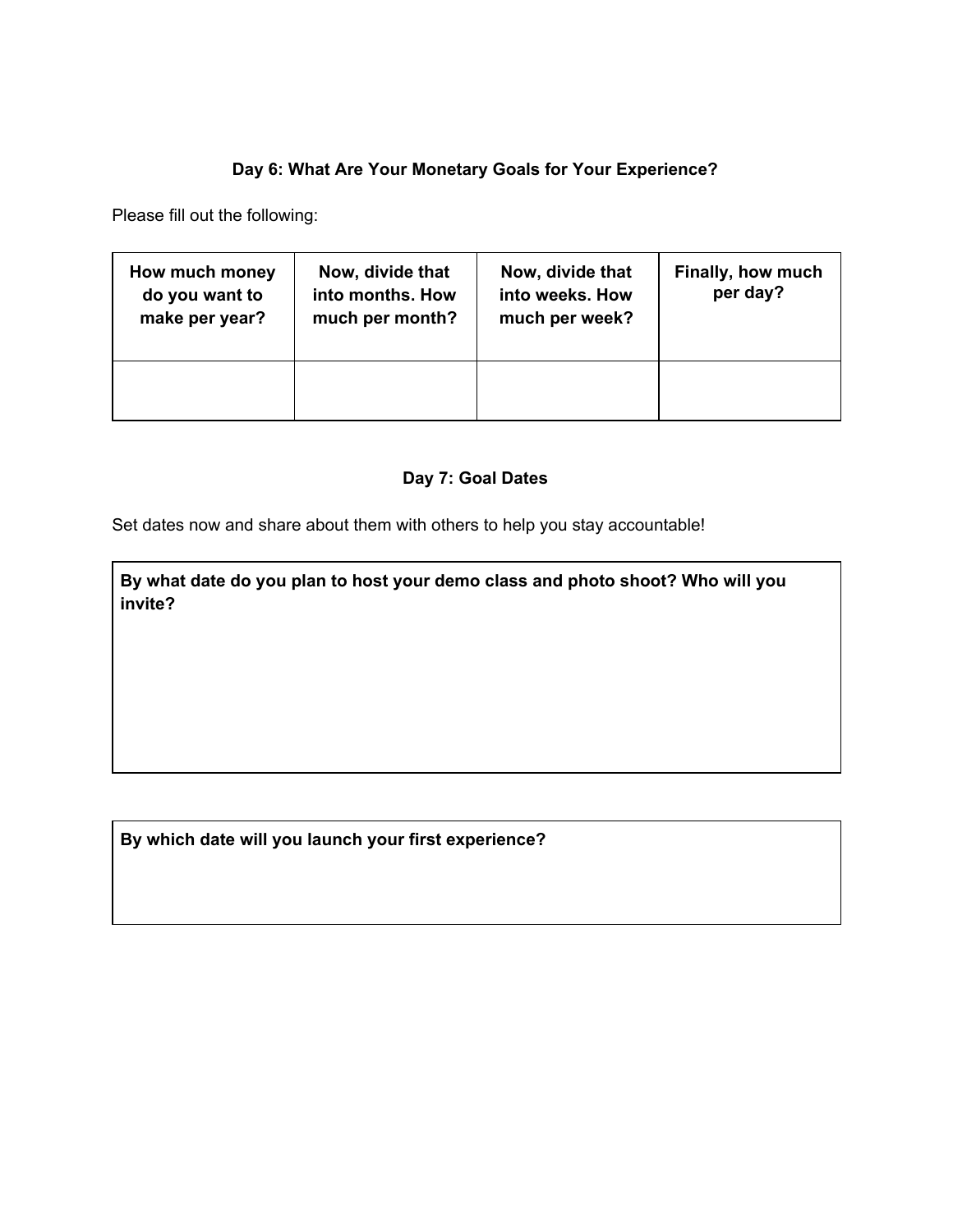### Day 6: What Are Your Monetary Goals for Your Experience?

Please fill out the following:

| How much money do you want to make per year? | Now, divide that into months. How much per month? | Now, divide that into weeks. How much per week? | Finally, how much per day? |
|---|---|---|---|
| | | | |

### Day 7: Goal Dates

Set dates now and share about them with others to help you stay accountable!

| By what date do you plan to host your demo class and photo shoot? Who will you invite? |
|---|
| |

| By which date will you launch your first experience? |
|---|
| |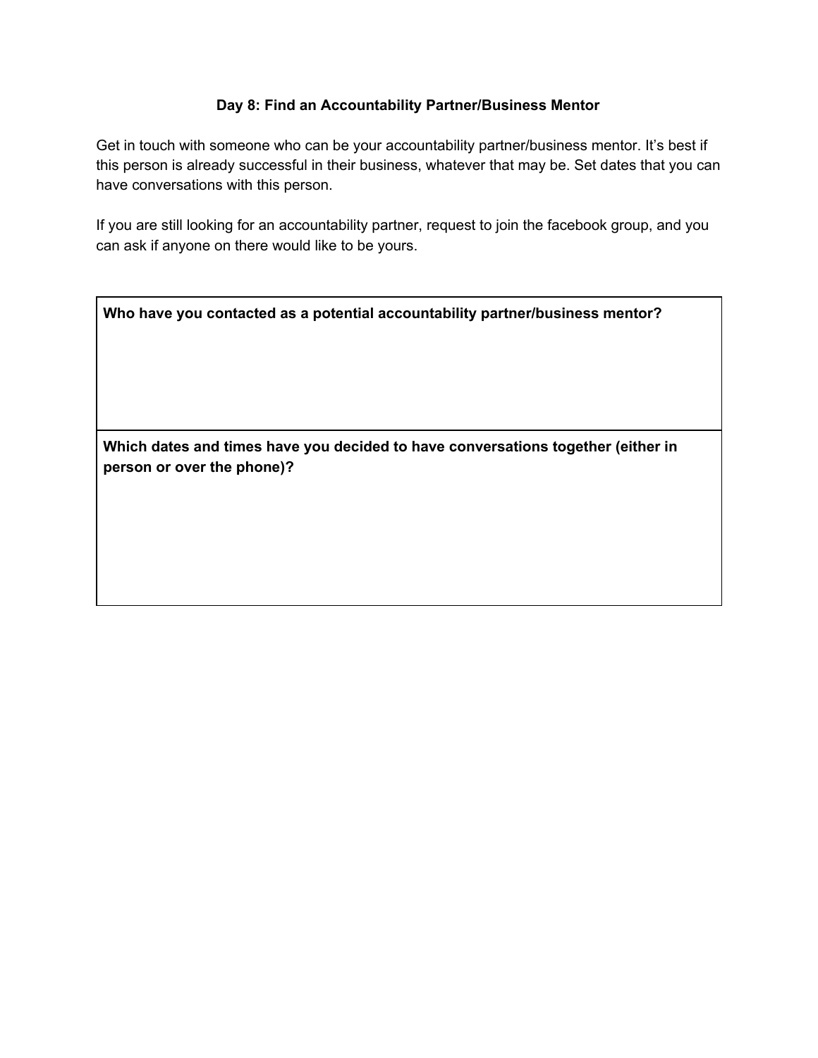## Day 8: Find an Accountability Partner/Business Mentor

Get in touch with someone who can be your accountability partner/business mentor. It's best if this person is already successful in their business, whatever that may be. Set dates that you can have conversations with this person.

If you are still looking for an accountability partner, request to join the facebook group, and you can ask if anyone on there would like to be yours.

| **Who have you contacted as a potential accountability partner/business mentor?** |
|---|
| |
| **Which dates and times have you decided to have conversations together (either in person or over the phone)?** |
| |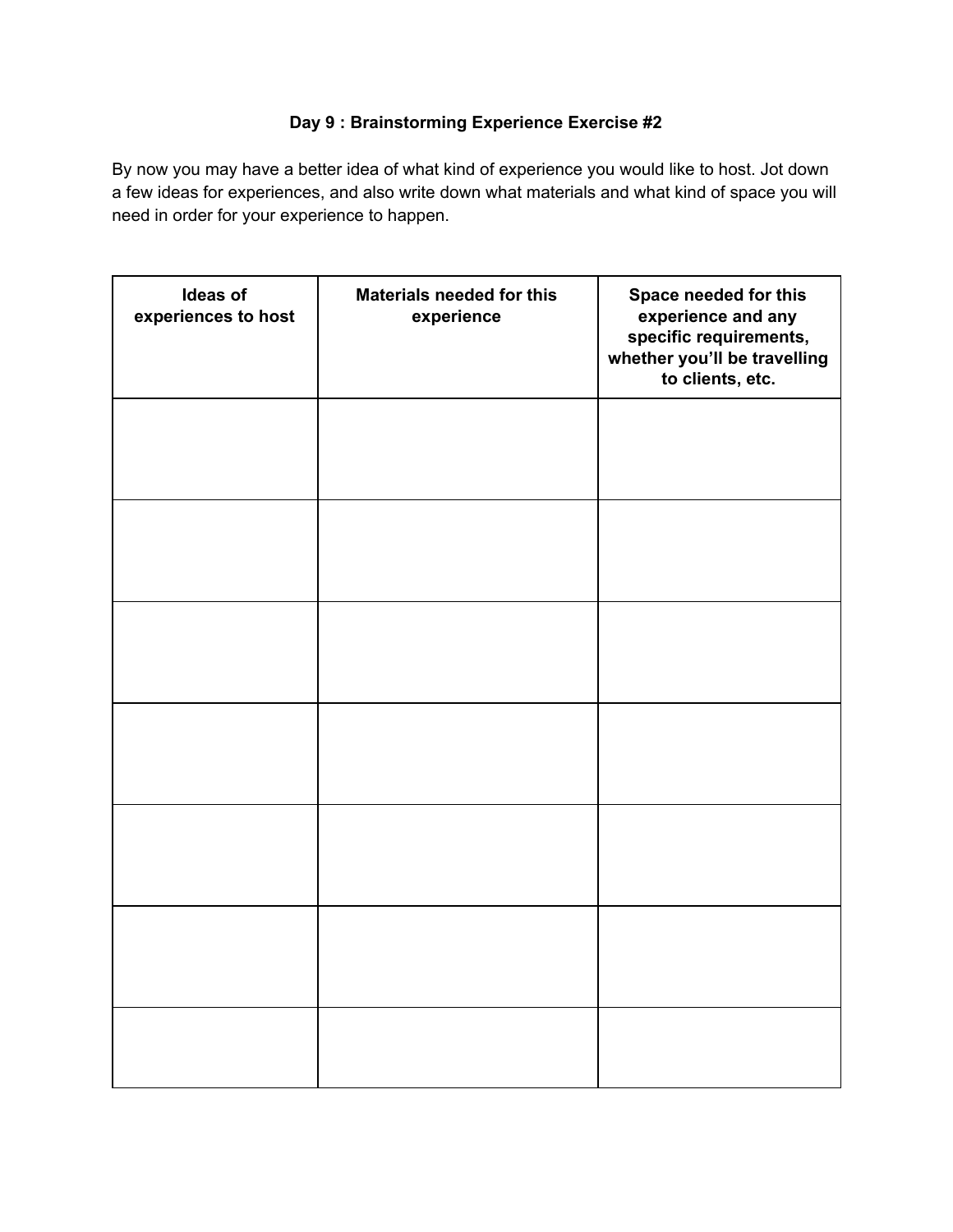**Day 9 : Brainstorming Experience Exercise #2**

By now you may have a better idea of what kind of experience you would like to host. Jot down a few ideas for experiences, and also write down what materials and what kind of space you will need in order for your experience to happen.

| Ideas of experiences to host | Materials needed for this experience | Space needed for this experience and any specific requirements, whether you'll be travelling to clients, etc. |
|---|---|---|
| | | |
| | | |
| | | |
| | | |
| | | |
| | | |
| | | |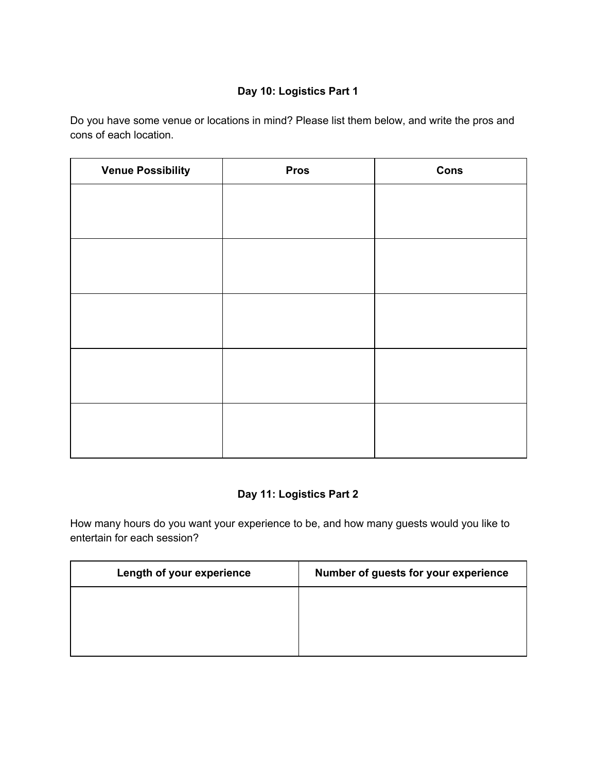### Day 10: Logistics Part 1

Do you have some venue or locations in mind? Please list them below, and write the pros and cons of each location.

| Venue Possibility | Pros | Cons |
| --- | --- | --- |
| | | |
| | | |
| | | |
| | | |
| | | |

### Day 11: Logistics Part 2

How many hours do you want your experience to be, and how many guests would you like to entertain for each session?

| Length of your experience | Number of guests for your experience |
| --- | --- |
| | |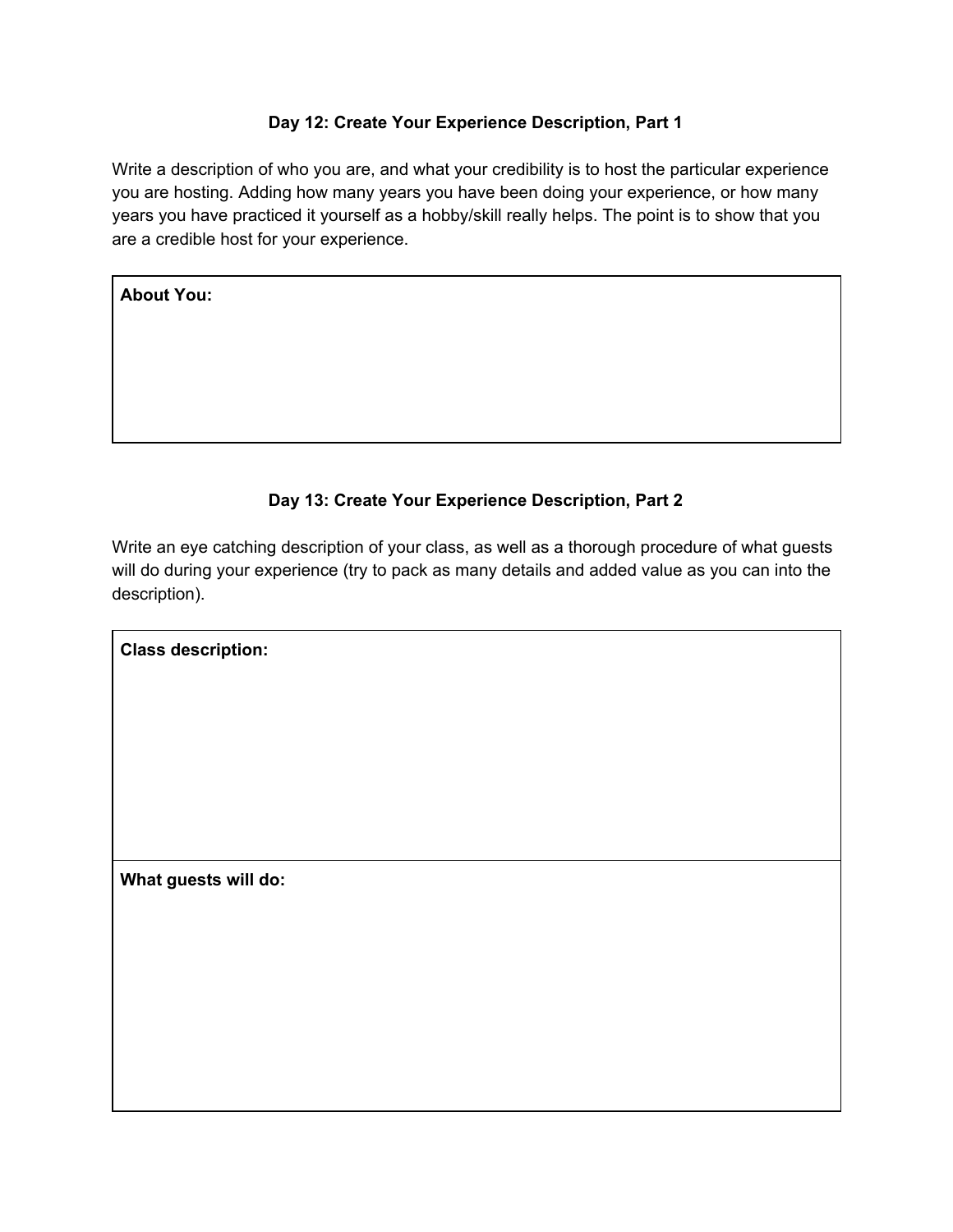## Day 12: Create Your Experience Description, Part 1

Write a description of who you are, and what your credibility is to host the particular experience you are hosting. Adding how many years you have been doing your experience, or how many years you have practiced it yourself as a hobby/skill really helps. The point is to show that you are a credible host for your experience.

| **About You:** |
| --- |
| |

## Day 13: Create Your Experience Description, Part 2

Write an eye catching description of your class, as well as a thorough procedure of what guests will do during your experience (try to pack as many details and added value as you can into the description).

| **Class description:** |
| --- |
| |
| **What guests will do:** |
| |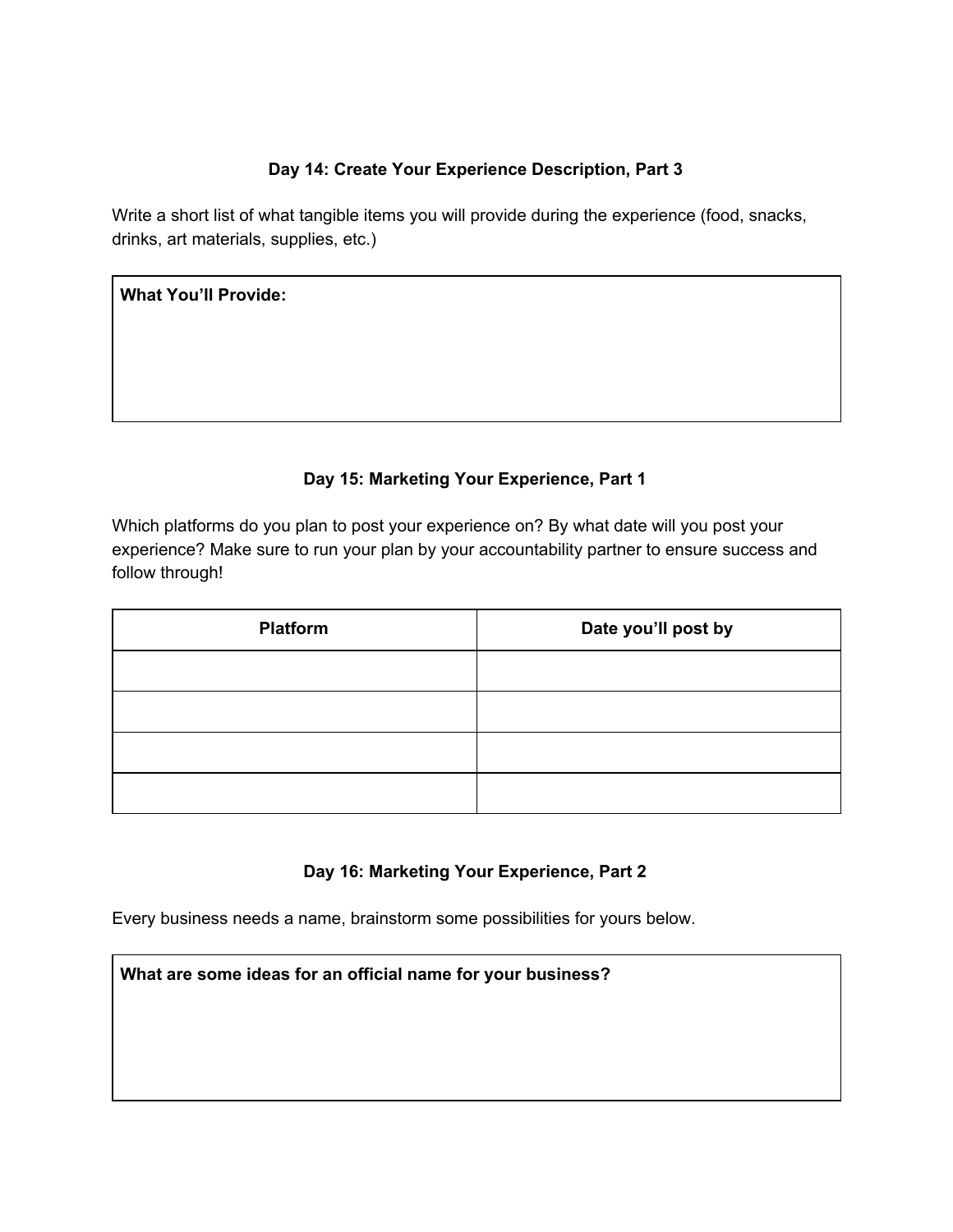### Day 14: Create Your Experience Description, Part 3

Write a short list of what tangible items you will provide during the experience (food, snacks, drinks, art materials, supplies, etc.)

| **What You'll Provide:** |
| --- |
| |

### Day 15: Marketing Your Experience, Part 1

Which platforms do you plan to post your experience on? By what date will you post your experience? Make sure to run your plan by your accountability partner to ensure success and follow through!

| Platform | Date you'll post by |
| --- | --- |
| | |
| | |
| | |
| | |

### Day 16: Marketing Your Experience, Part 2

Every business needs a name, brainstorm some possibilities for yours below.

| **What are some ideas for an official name for your business?** |
| --- |
| |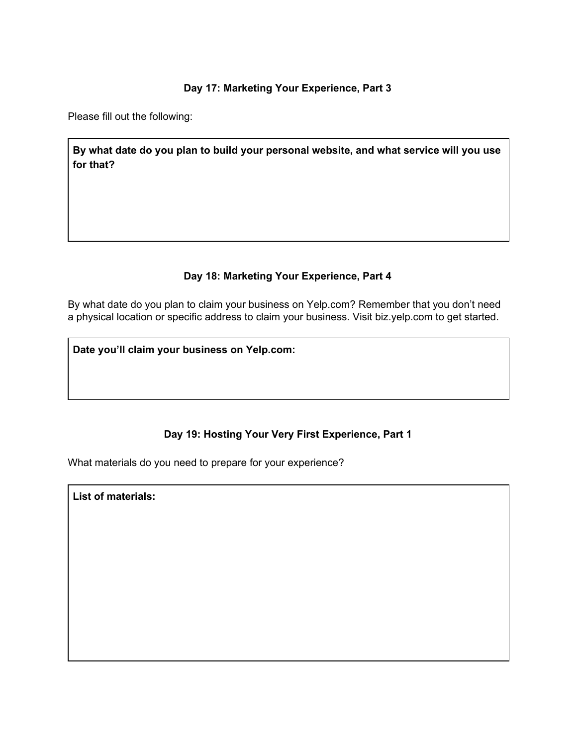### Day 17: Marketing Your Experience, Part 3

Please fill out the following:

| **By what date do you plan to build your personal website, and what service will you use for that?** |
| --- |
| |

### Day 18: Marketing Your Experience, Part 4

By what date do you plan to claim your business on Yelp.com? Remember that you don't need a physical location or specific address to claim your business. Visit biz.yelp.com to get started.

| **Date you'll claim your business on Yelp.com:** |
| --- |
| |

### Day 19: Hosting Your Very First Experience, Part 1

What materials do you need to prepare for your experience?

| **List of materials:** |
| --- |
| |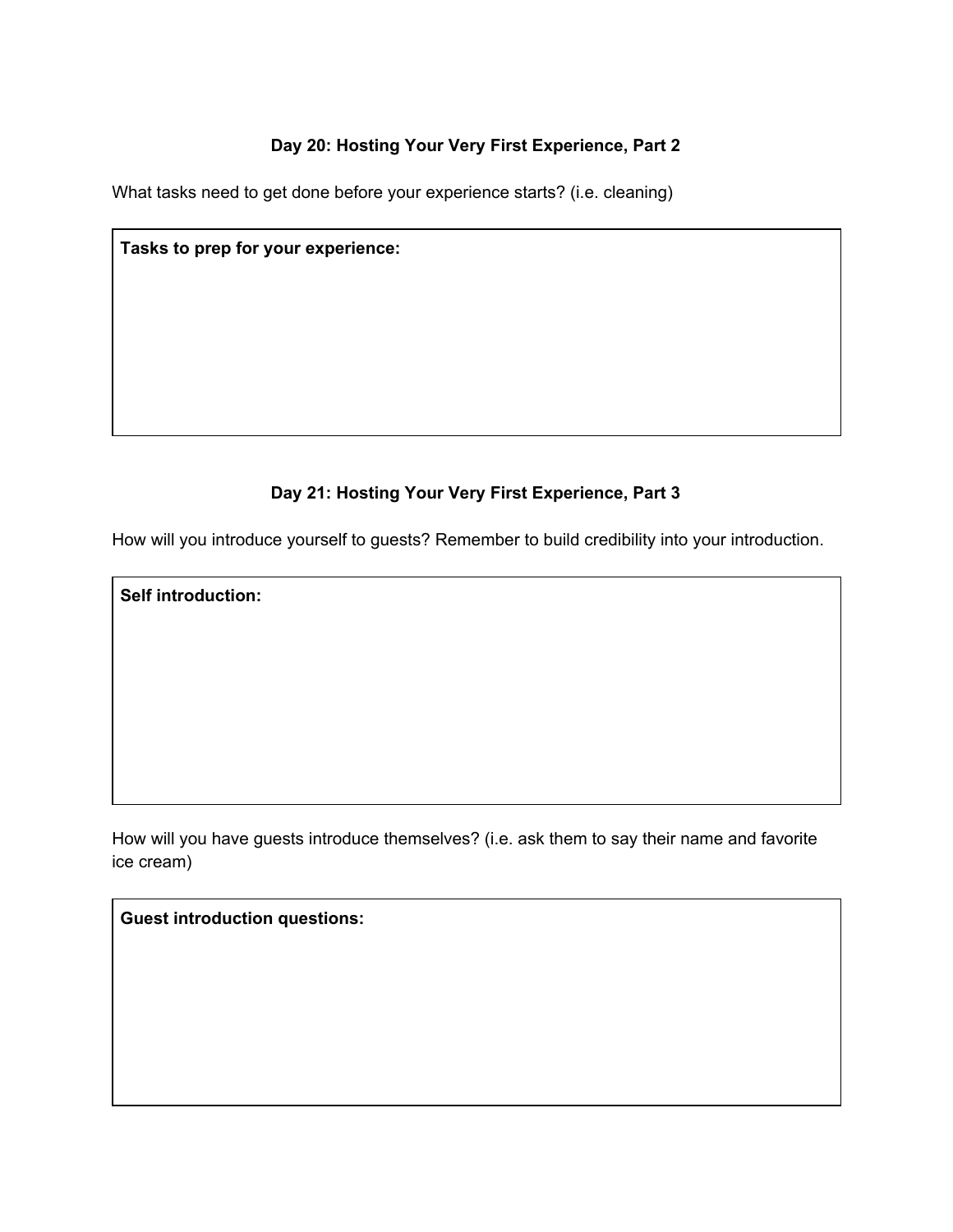### Day 20: Hosting Your Very First Experience, Part 2

What tasks need to get done before your experience starts? (i.e. cleaning)

| **Tasks to prep for your experience:** |
| --- |
| |

### Day 21: Hosting Your Very First Experience, Part 3

How will you introduce yourself to guests? Remember to build credibility into your introduction.

| **Self introduction:** |
| --- |
| |

How will you have guests introduce themselves? (i.e. ask them to say their name and favorite ice cream)

| **Guest introduction questions:** |
| --- |
| |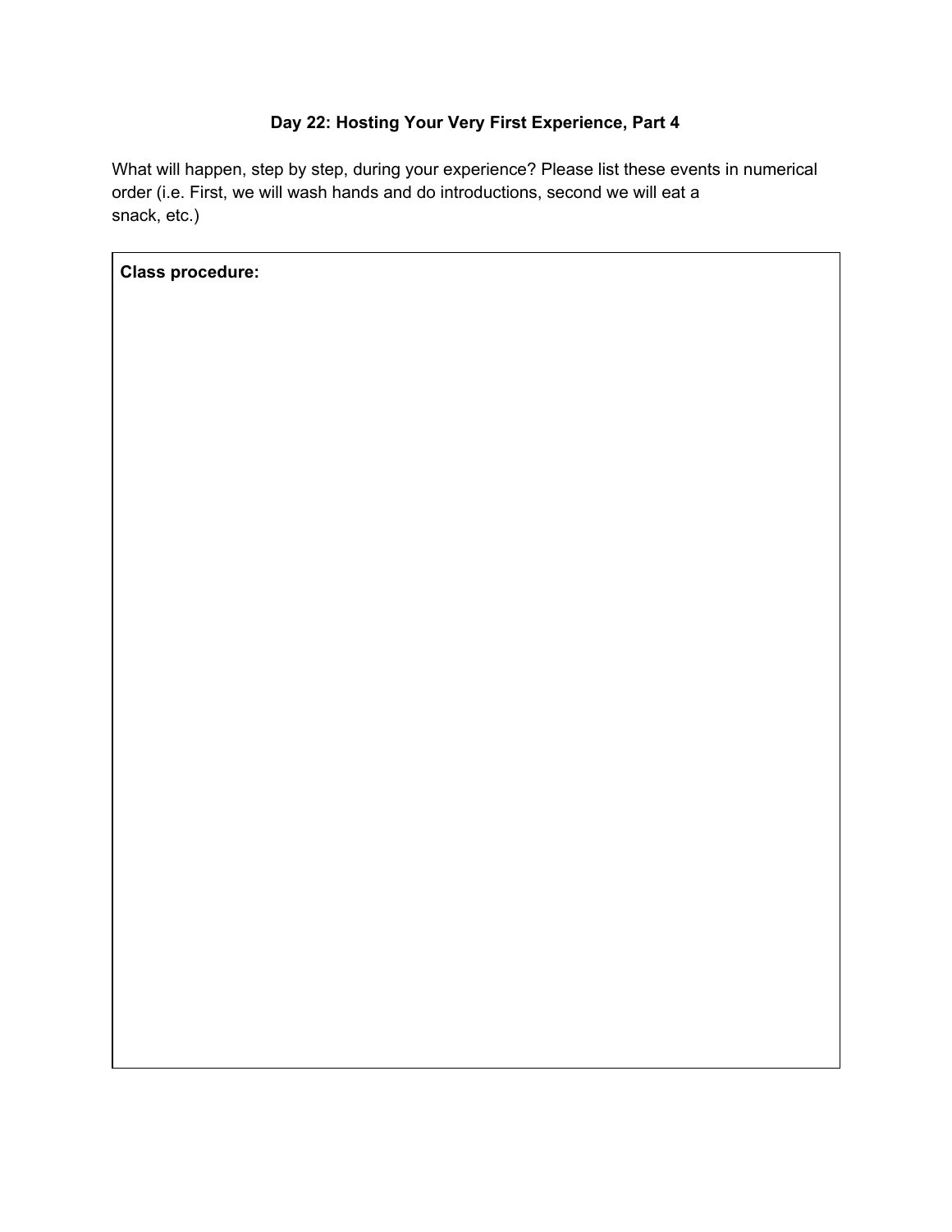### Day 22: Hosting Your Very First Experience, Part 4

What will happen, step by step, during your experience? Please list these events in numerical order (i.e. First, we will wash hands and do introductions, second we will eat a snack, etc.)

| **Class procedure:** |
| --- |
| |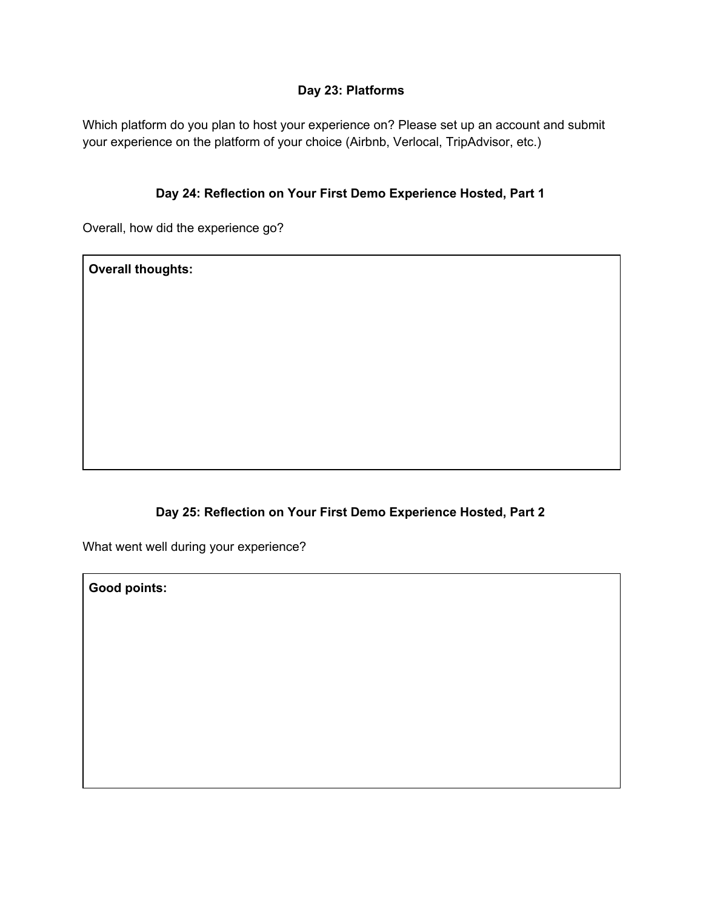## Day 23: Platforms

Which platform do you plan to host your experience on? Please set up an account and submit your experience on the platform of your choice (Airbnb, Verlocal, TripAdvisor, etc.)

## Day 24: Reflection on Your First Demo Experience Hosted, Part 1

Overall, how did the experience go?

| **Overall thoughts:** |
| --- |
| |

## Day 25: Reflection on Your First Demo Experience Hosted, Part 2

What went well during your experience?

| **Good points:** |
| --- |
| |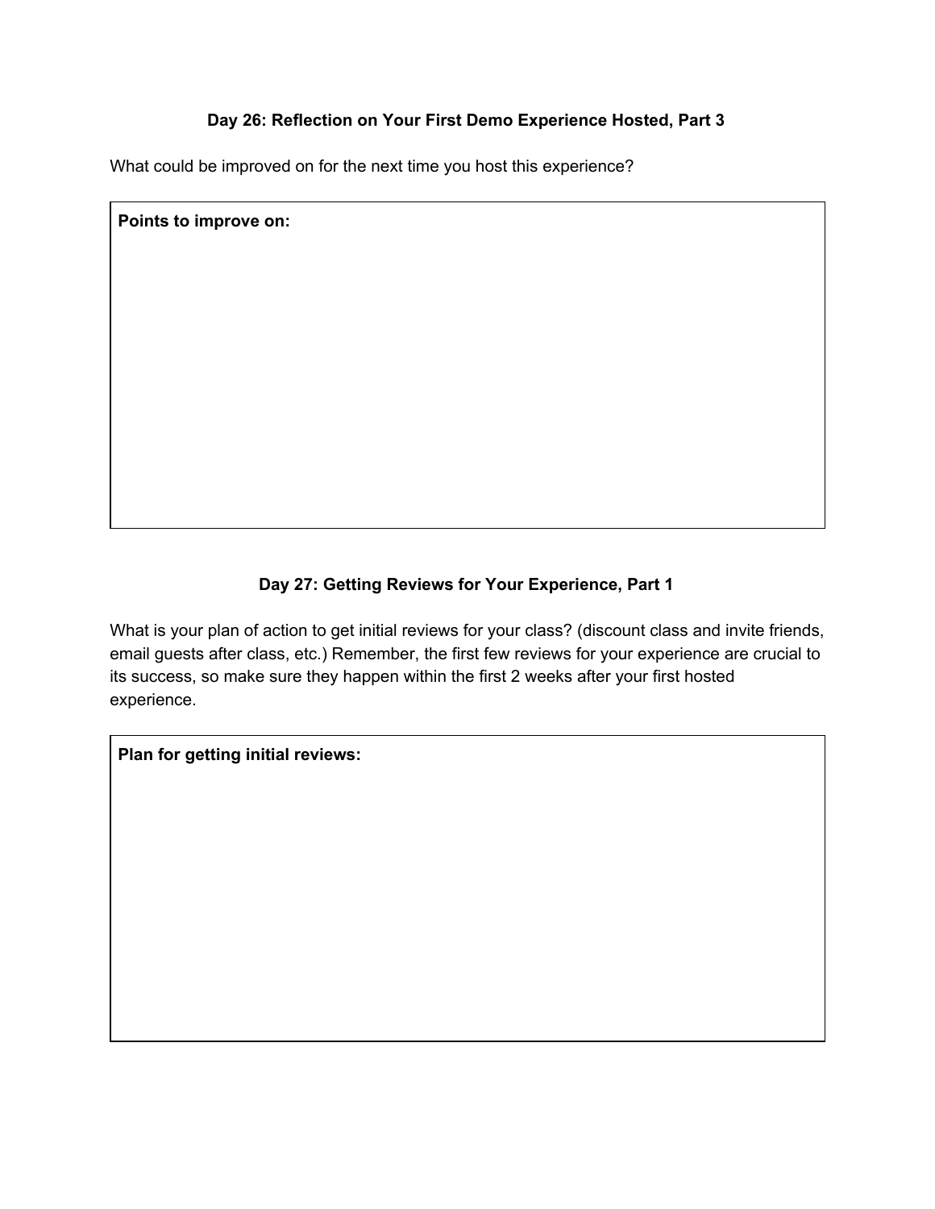### Day 26: Reflection on Your First Demo Experience Hosted, Part 3

What could be improved on for the next time you host this experience?

**Points to improve on:**

### Day 27: Getting Reviews for Your Experience, Part 1

What is your plan of action to get initial reviews for your class? (discount class and invite friends, email guests after class, etc.) Remember, the first few reviews for your experience are crucial to its success, so make sure they happen within the first 2 weeks after your first hosted experience.

**Plan for getting initial reviews:**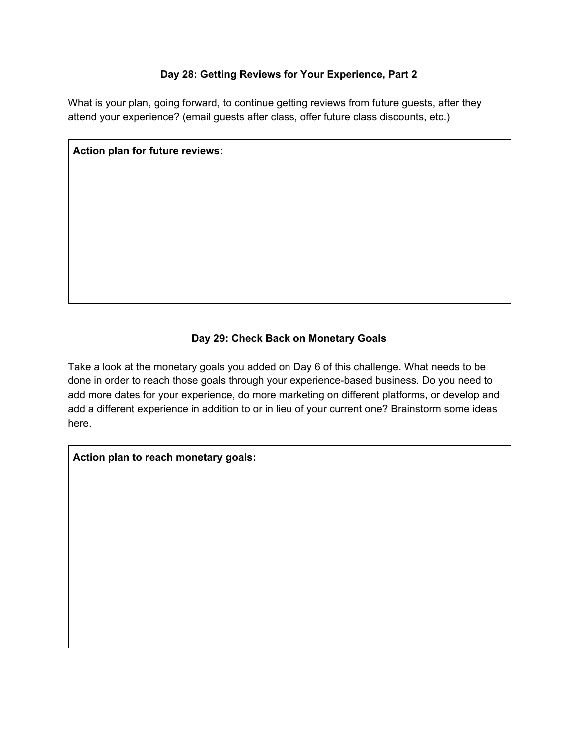### Day 28: Getting Reviews for Your Experience, Part 2

What is your plan, going forward, to continue getting reviews from future guests, after they attend your experience? (email guests after class, offer future class discounts, etc.)

| **Action plan for future reviews:** |
| --- |
| |

### Day 29: Check Back on Monetary Goals

Take a look at the monetary goals you added on Day 6 of this challenge. What needs to be done in order to reach those goals through your experience-based business. Do you need to add more dates for your experience, do more marketing on different platforms, or develop and add a different experience in addition to or in lieu of your current one? Brainstorm some ideas here.

| **Action plan to reach monetary goals:** |
| --- |
| |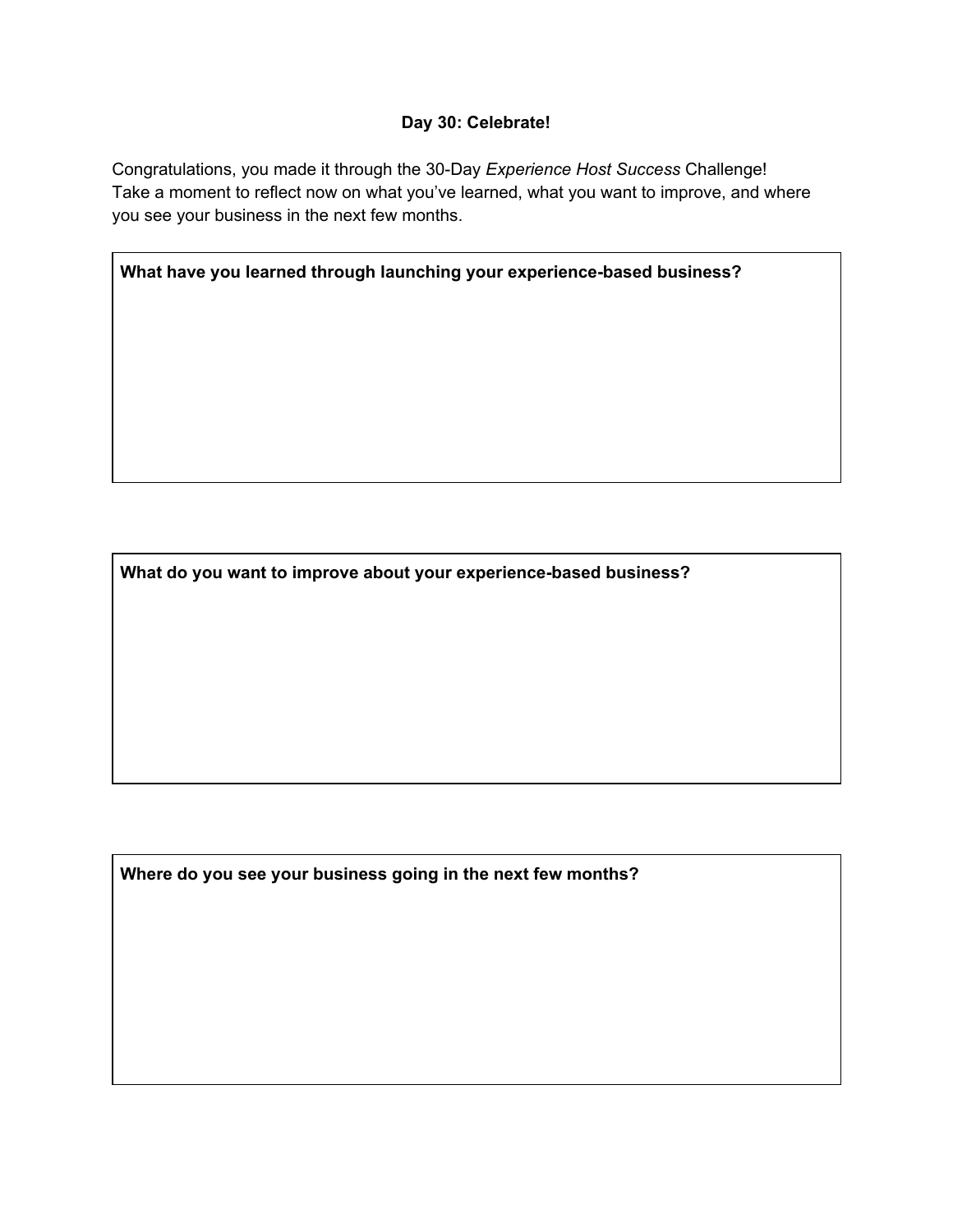## Day 30: Celebrate!

Congratulations, you made it through the 30-Day *Experience Host Success* Challenge! Take a moment to reflect now on what you've learned, what you want to improve, and where you see your business in the next few months.

| **What have you learned through launching your experience-based business?** |
| --- |
| |

| **What do you want to improve about your experience-based business?** |
| --- |
| |

| **Where do you see your business going in the next few months?** |
| --- |
| |